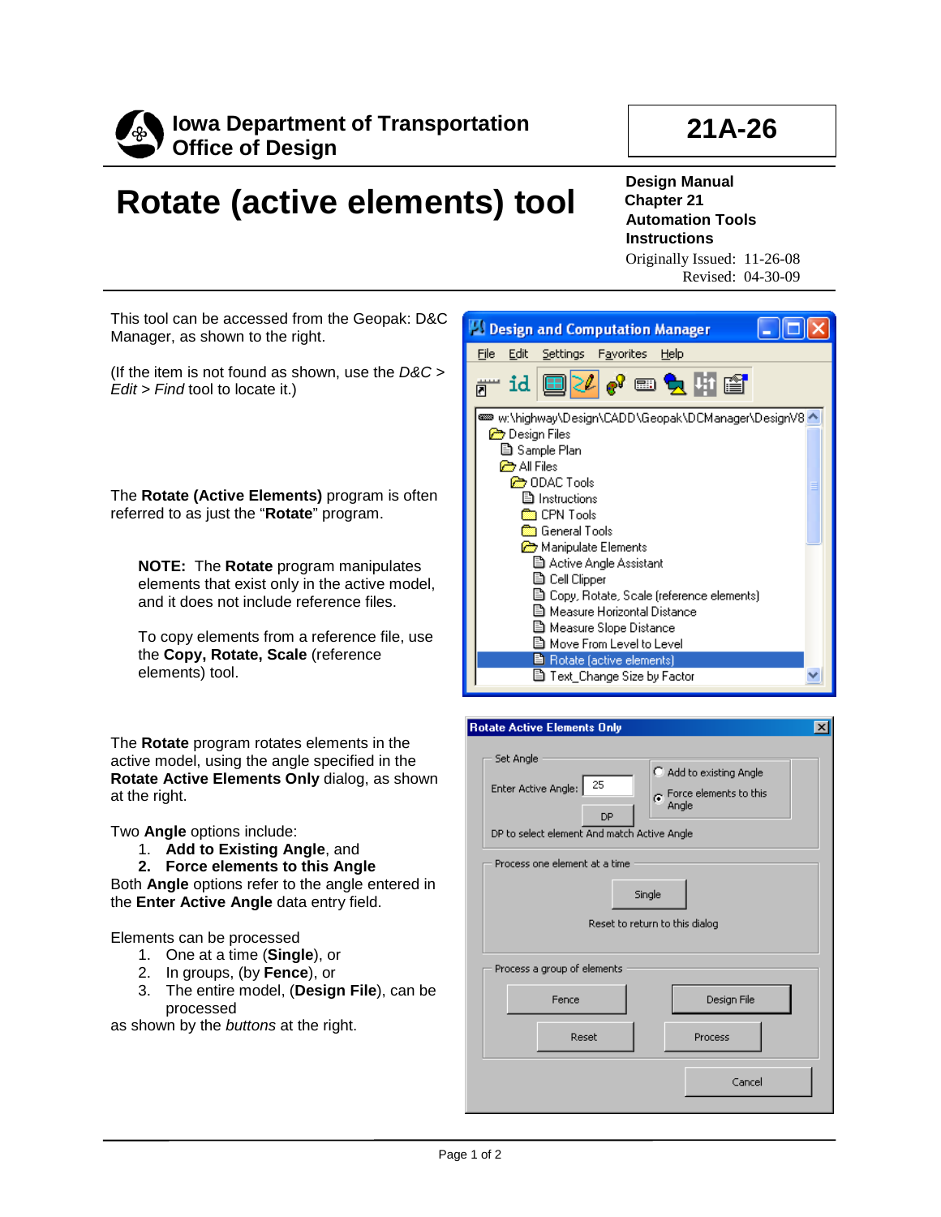**Iowa Department of Transportation**
**Office of Design**

**21A-26**

# Rotate (active elements) tool

**Design Manual**
**Chapter 21**
**Automation Tools**
**Instructions**
Originally Issued: 11-26-08
Revised: 04-30-09

This tool can be accessed from the Geopak: D&C Manager, as shown to the right.

(If the item is not found as shown, use the *D&C > Edit > Find* tool to locate it.)

The **Rotate (Active Elements)** program is often referred to as just the "**Rotate**" program.

> **NOTE:** The **Rotate** program manipulates elements that exist only in the active model, and it does not include reference files.
>
> To copy elements from a reference file, use the **Copy, Rotate, Scale** (reference elements) tool.

The **Rotate** program rotates elements in the active model, using the angle specified in the **Rotate Active Elements Only** dialog, as shown at the right.

Two **Angle** options include:

1. **Add to Existing Angle**, and
2. **Force elements to this Angle**

Both **Angle** options refer to the angle entered in the **Enter Active Angle** data entry field.

Elements can be processed

1. One at a time (**Single**), or
2. In groups, (by **Fence**), or
3. The entire model, (**Design File**), can be processed

as shown by the *buttons* at the right.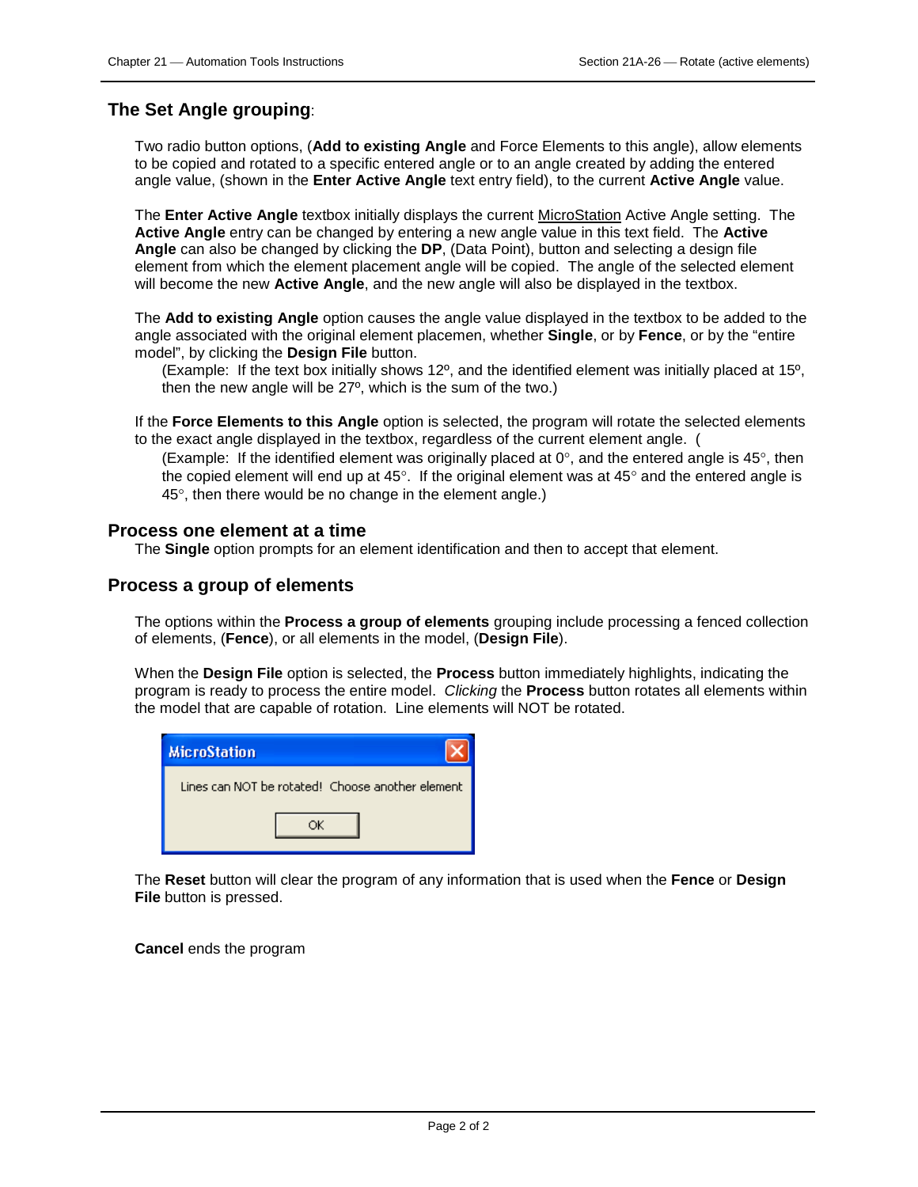## The Set Angle grouping:

Two radio button options, (**Add to existing Angle** and Force Elements to this angle), allow elements to be copied and rotated to a specific entered angle or to an angle created by adding the entered angle value, (shown in the **Enter Active Angle** text entry field), to the current **Active Angle** value.

The **Enter Active Angle** textbox initially displays the current MicroStation Active Angle setting. The **Active Angle** entry can be changed by entering a new angle value in this text field. The **Active Angle** can also be changed by clicking the **DP**, (Data Point), button and selecting a design file element from which the element placement angle will be copied. The angle of the selected element will become the new **Active Angle**, and the new angle will also be displayed in the textbox.

The **Add to existing Angle** option causes the angle value displayed in the textbox to be added to the angle associated with the original element placemen, whether **Single**, or by **Fence**, or by the "entire model", by clicking the **Design File** button.

(Example: If the text box initially shows 12º, and the identified element was initially placed at 15º, then the new angle will be 27º, which is the sum of the two.)

If the **Force Elements to this Angle** option is selected, the program will rotate the selected elements to the exact angle displayed in the textbox, regardless of the current element angle. (

(Example: If the identified element was originally placed at 0°, and the entered angle is 45°, then the copied element will end up at 45°. If the original element was at 45° and the entered angle is 45°, then there would be no change in the element angle.)

## Process one element at a time

The **Single** option prompts for an element identification and then to accept that element.

## Process a group of elements

The options within the **Process a group of elements** grouping include processing a fenced collection of elements, (**Fence**), or all elements in the model, (**Design File**).

When the **Design File** option is selected, the **Process** button immediately highlights, indicating the program is ready to process the entire model. *Clicking* the **Process** button rotates all elements within the model that are capable of rotation. Line elements will NOT be rotated.

MicroStation

Lines can NOT be rotated! Choose another element

OK

The **Reset** button will clear the program of any information that is used when the **Fence** or **Design File** button is pressed.

**Cancel** ends the program